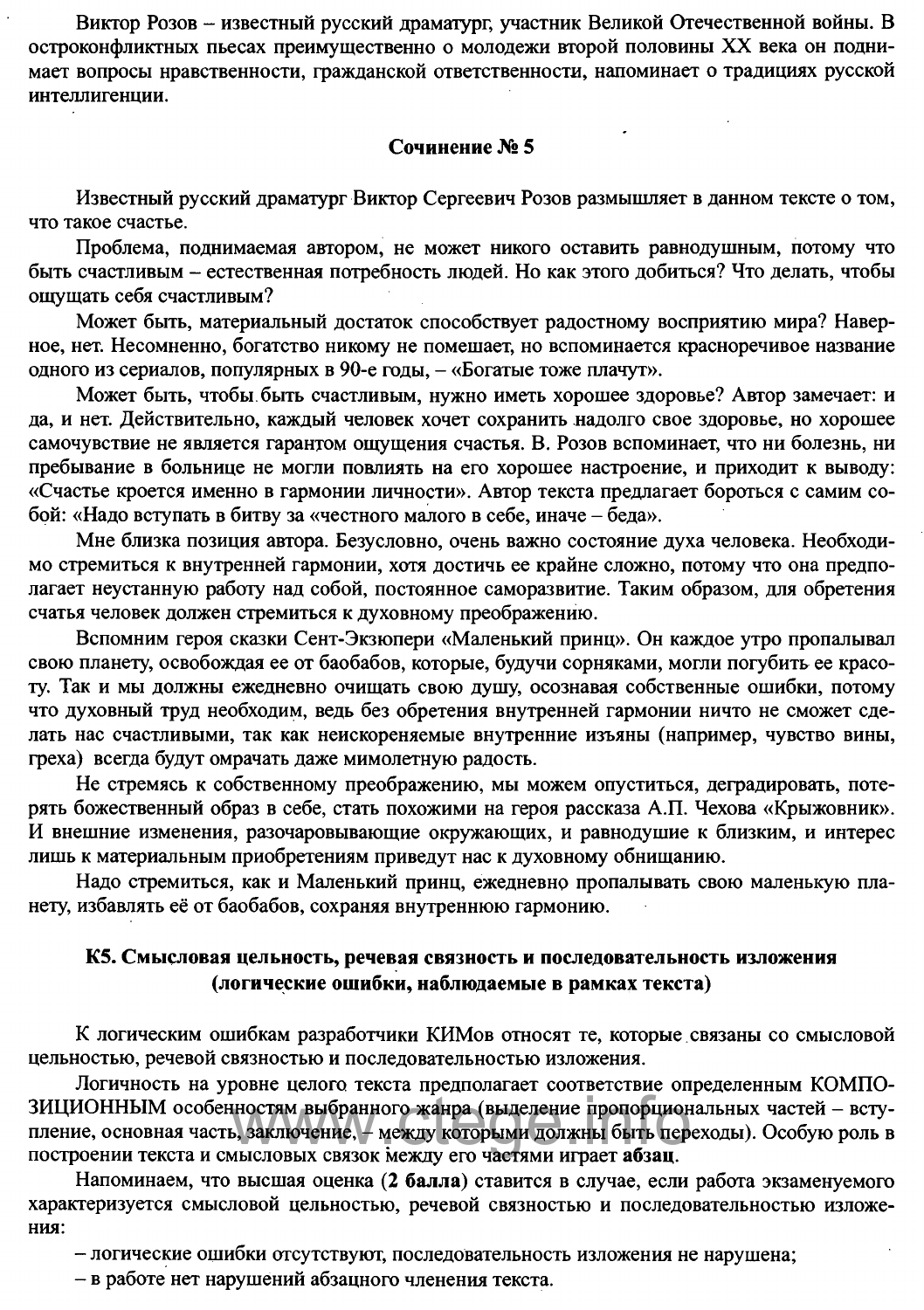Виктор Розов – известный русский драматург, участник Великой Отечественной войны. В остроконфликтных пьесах преимущественно о молодежи второй половины XX века он поднимает вопросы нравственности, гражданской ответственности, напоминает о традициях русской интеллигенции.

### Сочинение № 5

Известный русский драматург Виктор Сергеевич Розов размышляет в данном тексте о том, что такое счастье.

Проблема, поднимаемая автором, не может никого оставить равнодушным, потому что быть счастливым – естественная потребность людей. Но как этого добиться? Что делать, чтобы ощущать себя счастливым?

Может быть, материальный достаток способствует радостному восприятию мира? Наверное, нет. Несомненно, богатство никому не помешает, но вспоминается красноречивое название одного из сериалов, популярных в 90-е годы, – «Богатые тоже плачут».

Может быть, чтобы быть счастливым, нужно иметь хорошее здоровье? Автор замечает: и да, и нет. Действительно, каждый человек хочет сохранить надолго свое здоровье, но хорошее самочувствие не является гарантом ощущения счастья. В. Розов вспоминает, что ни болезнь, ни пребывание в больнице не могли повлиять на его хорошее настроение, и приходит к выводу: «Счастье кроется именно в гармонии личности». Автор текста предлагает бороться с самим собой: «Надо вступать в битву за «честного малого в себе, иначе – беда».

Мне близка позиция автора. Безусловно, очень важно состояние духа человека. Необходимо стремиться к внутренней гармонии, хотя достичь ее крайне сложно, потому что она предполагает неустанную работу над собой, постоянное саморазвитие. Таким образом, для обретения счатья человек должен стремиться к духовному преображению.

Вспомним героя сказки Сент-Экзюпери «Маленький принц». Он каждое утро пропалывал свою планету, освобождая ее от баобабов, которые, будучи сорняками, могли погубить ее красоту. Так и мы должны ежедневно очищать свою душу, осознавая собственные ошибки, потому что духовный труд необходим, ведь без обретения внутренней гармонии ничто не сможет сделать нас счастливыми, так как неискореняемые внутренние изъяны (например, чувство вины, греха) всегда будут омрачать даже мимолетную радость.

Не стремясь к собственному преображению, мы можем опуститься, деградировать, потерять божественный образ в себе, стать похожими на героя рассказа А.П. Чехова «Крыжовник». И внешние изменения, разочаровывающие окружающих, и равнодушие к близким, и интерес лишь к материальным приобретениям приведут нас к духовному обнищанию.

Надо стремиться, как и Маленький принц, ежедневно пропалывать свою маленькую планету, избавлять её от баобабов, сохраняя внутреннюю гармонию.

### К5. Смысловая цельность, речевая связность и последовательность изложения (логические ошибки, наблюдаемые в рамках текста)

К логическим ошибкам разработчики КИМов относят те, которые связаны со смысловой цельностью, речевой связностью и последовательностью изложения.

Логичность на уровне целого текста предполагает соответствие определенным КОМПОЗИЦИОННЫМ особенностям выбранного жанра (выделение пропорциональных частей – вступление, основная часть, заключение, – между которыми должны быть переходы). Особую роль в построении текста и смысловых связок между его частями играет **абзац**.

Напоминаем, что высшая оценка (**2 балла**) ставится в случае, если работа экзаменуемого характеризуется смысловой цельностью, речевой связностью и последовательностью изложения:

– логические ошибки отсутствуют, последовательность изложения не нарушена;
– в работе нет нарушений абзацного членения текста.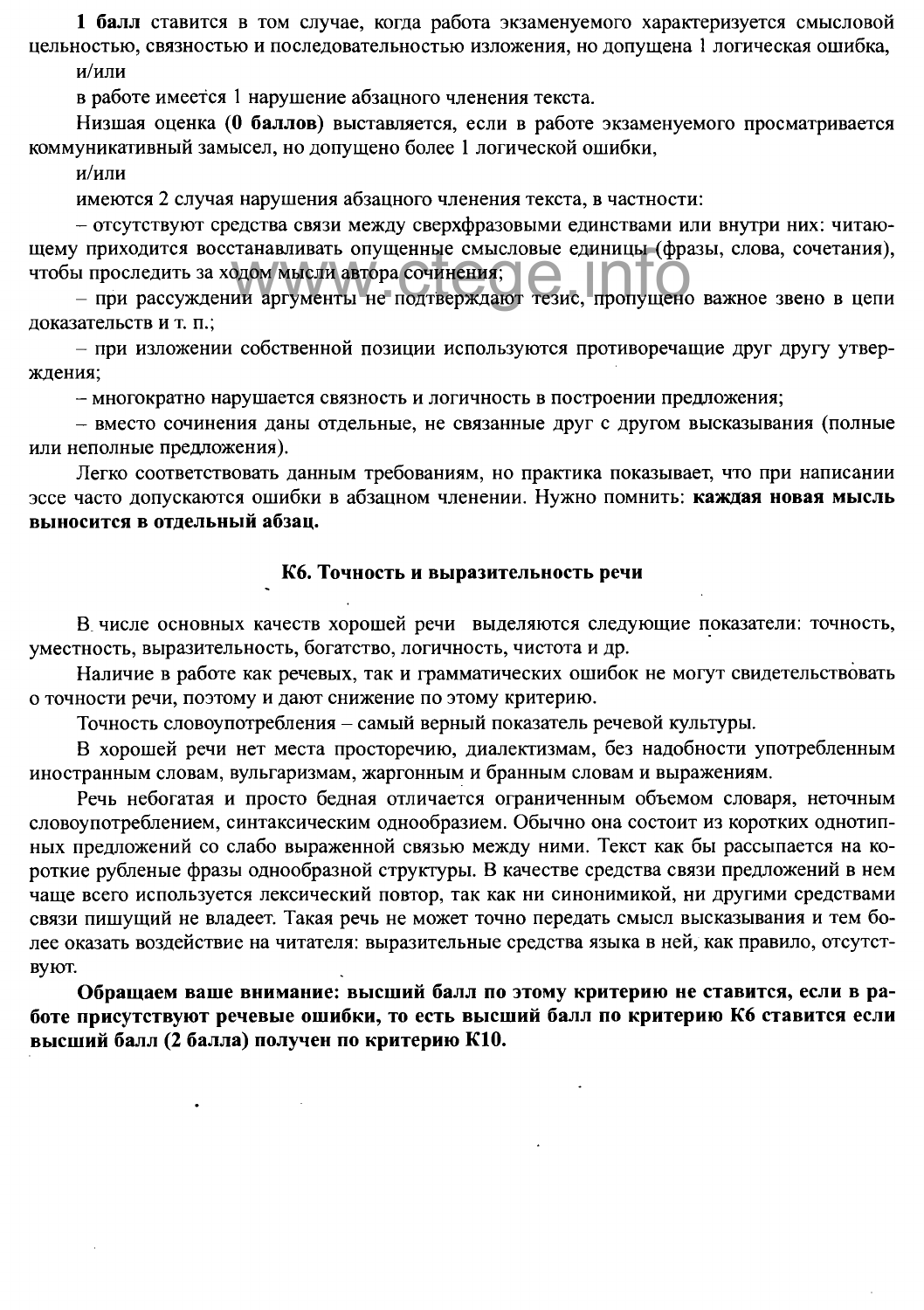**1 балл** ставится в том случае, когда работа экзаменуемого характеризуется смысловой цельностью, связностью и последовательностью изложения, но допущена 1 логическая ошибка,

и/или

в работе имеется 1 нарушение абзацного членения текста.

Низшая оценка **(0 баллов)** выставляется, если в работе экзаменуемого просматривается коммуникативный замысел, но допущено более 1 логической ошибки,

и/или

имеются 2 случая нарушения абзацного членения текста, в частности:

– отсутствуют средства связи между сверхфразовыми единствами или внутри них: читающему приходится восстанавливать опущенные смысловые единицы (фразы, слова, сочетания), чтобы проследить за ходом мысли автора сочинения;

– при рассуждении аргументы не подтверждают тезис, пропущено важное звено в цепи доказательств и т. п.;

– при изложении собственной позиции используются противоречащие друг другу утверждения;

– многократно нарушается связность и логичность в построении предложения;

– вместо сочинения даны отдельные, не связанные друг с другом высказывания (полные или неполные предложения).

Легко соответствовать данным требованиям, но практика показывает, что при написании эссе часто допускаются ошибки в абзацном членении. Нужно помнить: **каждая новая мысль выносится в отдельный абзац.**

## К6. Точность и выразительность речи

В числе основных качеств хорошей речи выделяются следующие показатели: точность, уместность, выразительность, богатство, логичность, чистота и др.

Наличие в работе как речевых, так и грамматических ошибок не могут свидетельствовать о точности речи, поэтому и дают снижение по этому критерию.

Точность словоупотребления – самый верный показатель речевой культуры.

В хорошей речи нет места просторечию, диалектизмам, без надобности употребленным иностранным словам, вульгаризмам, жаргонным и бранным словам и выражениям.

Речь небогатая и просто бедная отличается ограниченным объемом словаря, неточным словоупотреблением, синтаксическим однообразием. Обычно она состоит из коротких однотипных предложений со слабо выраженной связью между ними. Текст как бы рассыпается на короткие рубленые фразы однообразной структуры. В качестве средства связи предложений в нем чаще всего используется лексический повтор, так как ни синонимикой, ни другими средствами связи пишущий не владеет. Такая речь не может точно передать смысл высказывания и тем более оказать воздействие на читателя: выразительные средства языка в ней, как правило, отсутствуют.

**Обращаем ваше внимание: высший балл по этому критерию не ставится, если в работе присутствуют речевые ошибки, то есть высший балл по критерию К6 ставится если высший балл (2 балла) получен по критерию К10.**